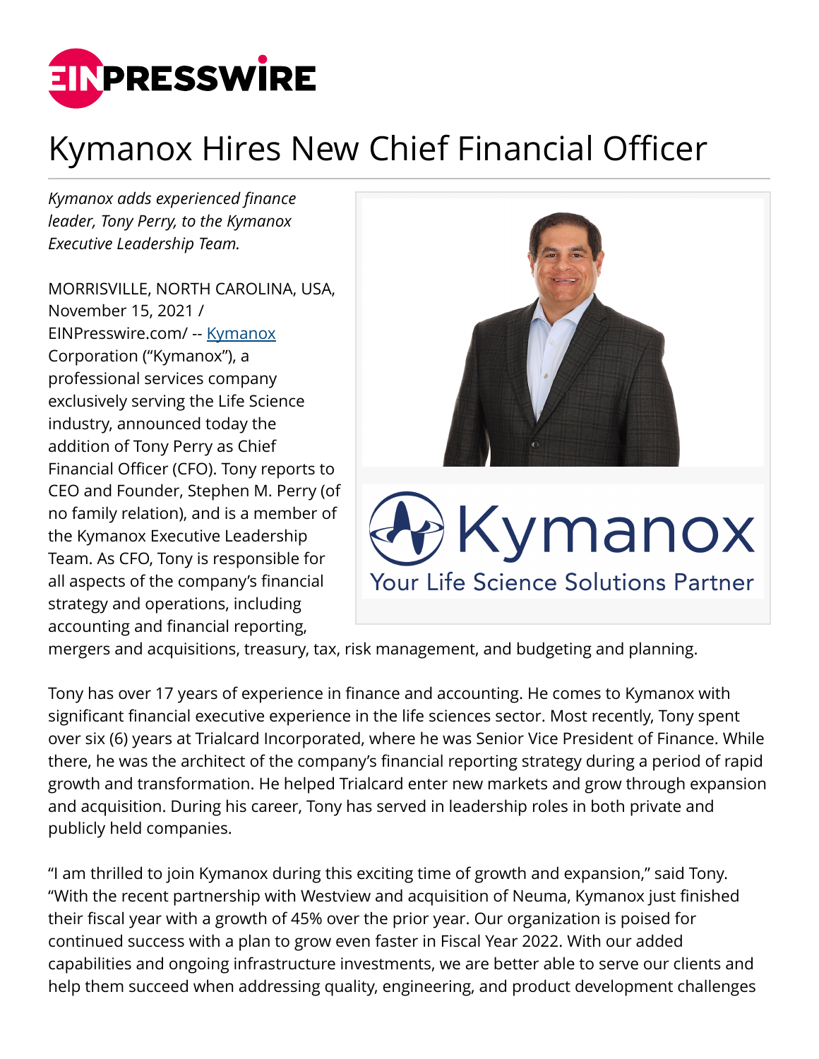# Kymanox Hires New Chief Financial Officer

*Kymanox adds experienced finance leader, Tony Perry, to the Kymanox Executive Leadership Team.*

MORRISVILLE, NORTH CAROLINA, USA, November 15, 2021 / EINPresswire.com/ -- Kymanox Corporation ("Kymanox"), a professional services company exclusively serving the Life Science industry, announced today the addition of Tony Perry as Chief Financial Officer (CFO). Tony reports to CEO and Founder, Stephen M. Perry (of no family relation), and is a member of the Kymanox Executive Leadership Team. As CFO, Tony is responsible for all aspects of the company's financial strategy and operations, including accounting and financial reporting, mergers and acquisitions, treasury, tax, risk management, and budgeting and planning.

Tony has over 17 years of experience in finance and accounting. He comes to Kymanox with significant financial executive experience in the life sciences sector. Most recently, Tony spent over six (6) years at Trialcard Incorporated, where he was Senior Vice President of Finance. While there, he was the architect of the company's financial reporting strategy during a period of rapid growth and transformation. He helped Trialcard enter new markets and grow through expansion and acquisition. During his career, Tony has served in leadership roles in both private and publicly held companies.

"I am thrilled to join Kymanox during this exciting time of growth and expansion," said Tony. "With the recent partnership with Westview and acquisition of Neuma, Kymanox just finished their fiscal year with a growth of 45% over the prior year. Our organization is poised for continued success with a plan to grow even faster in Fiscal Year 2022. With our added capabilities and ongoing infrastructure investments, we are better able to serve our clients and help them succeed when addressing quality, engineering, and product development challenges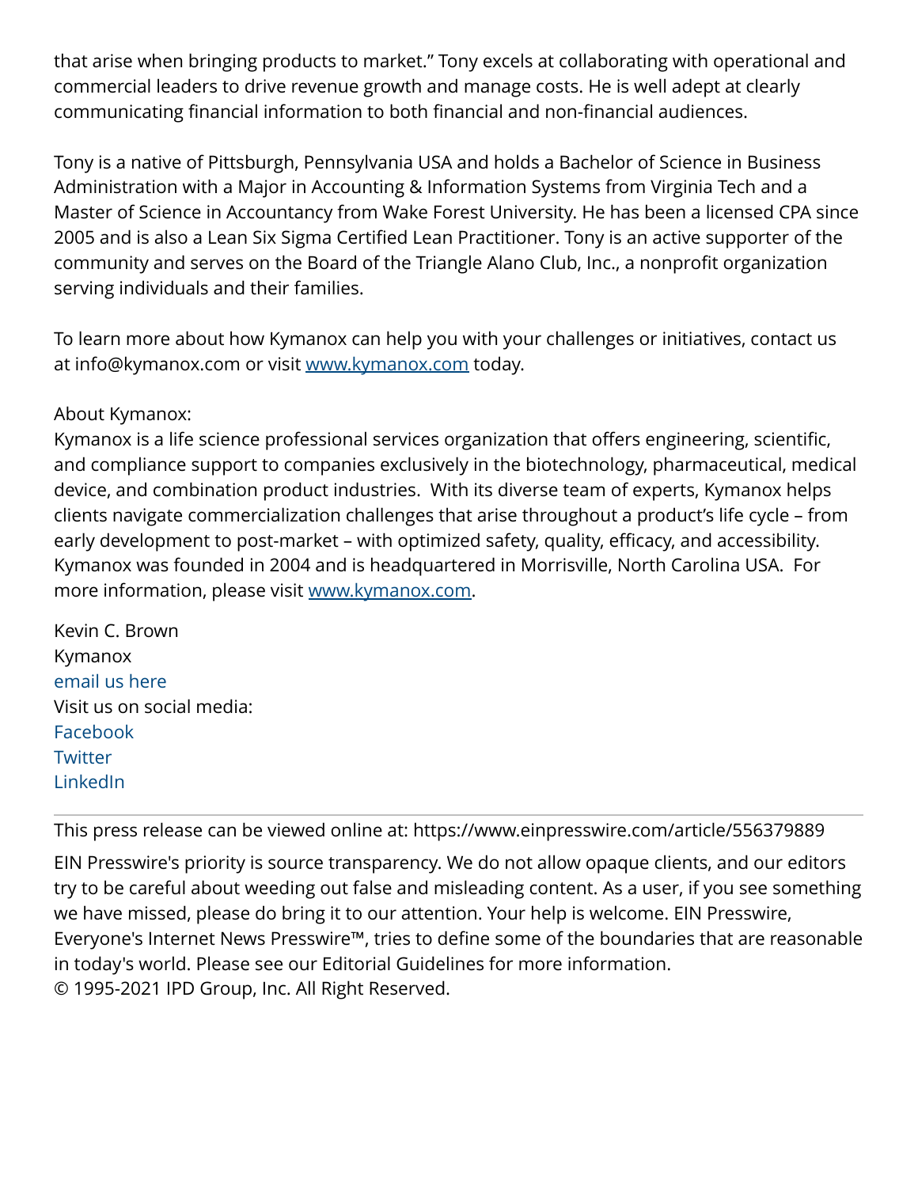that arise when bringing products to market." Tony excels at collaborating with operational and commercial leaders to drive revenue growth and manage costs. He is well adept at clearly communicating financial information to both financial and non-financial audiences.

Tony is a native of Pittsburgh, Pennsylvania USA and holds a Bachelor of Science in Business Administration with a Major in Accounting & Information Systems from Virginia Tech and a Master of Science in Accountancy from Wake Forest University. He has been a licensed CPA since 2005 and is also a Lean Six Sigma Certified Lean Practitioner. Tony is an active supporter of the community and serves on the Board of the Triangle Alano Club, Inc., a nonprofit organization serving individuals and their families.

To learn more about how Kymanox can help you with your challenges or initiatives, contact us at info@kymanox.com or visit www.kymanox.com today.

About Kymanox:
Kymanox is a life science professional services organization that offers engineering, scientific, and compliance support to companies exclusively in the biotechnology, pharmaceutical, medical device, and combination product industries. With its diverse team of experts, Kymanox helps clients navigate commercialization challenges that arise throughout a product's life cycle – from early development to post-market – with optimized safety, quality, efficacy, and accessibility. Kymanox was founded in 2004 and is headquartered in Morrisville, North Carolina USA. For more information, please visit www.kymanox.com.

Kevin C. Brown
Kymanox
email us here
Visit us on social media:
Facebook
Twitter
LinkedIn

---

This press release can be viewed online at: https://www.einpresswire.com/article/556379889

EIN Presswire's priority is source transparency. We do not allow opaque clients, and our editors try to be careful about weeding out false and misleading content. As a user, if you see something we have missed, please do bring it to our attention. Your help is welcome. EIN Presswire, Everyone's Internet News Presswire™, tries to define some of the boundaries that are reasonable in today's world. Please see our Editorial Guidelines for more information.
© 1995-2021 IPD Group, Inc. All Right Reserved.